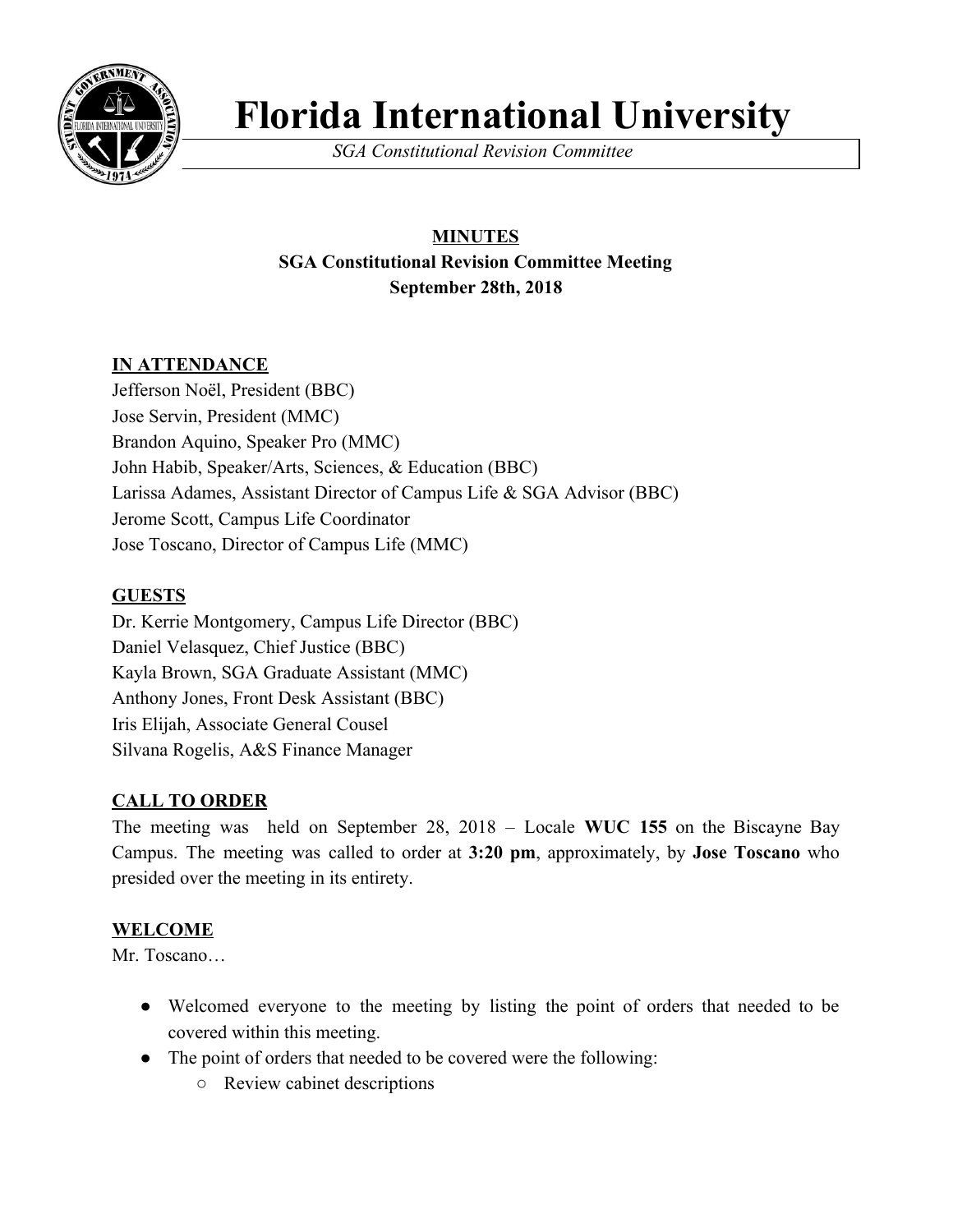# Florida International University

*SGA Constitutional Revision Committee*

**MINUTES**
**SGA Constitutional Revision Committee Meeting**
**September 28th, 2018**

## IN ATTENDANCE

Jefferson Noël, President (BBC)
Jose Servin, President (MMC)
Brandon Aquino, Speaker Pro (MMC)
John Habib, Speaker/Arts, Sciences, & Education (BBC)
Larissa Adames, Assistant Director of Campus Life & SGA Advisor (BBC)
Jerome Scott, Campus Life Coordinator
Jose Toscano, Director of Campus Life (MMC)

## GUESTS

Dr. Kerrie Montgomery, Campus Life Director (BBC)
Daniel Velasquez, Chief Justice (BBC)
Kayla Brown, SGA Graduate Assistant (MMC)
Anthony Jones, Front Desk Assistant (BBC)
Iris Elijah, Associate General Cousel
Silvana Rogelis, A&S Finance Manager

## CALL TO ORDER

The meeting was held on September 28, 2018 – Locale **WUC 155** on the Biscayne Bay Campus. The meeting was called to order at **3:20 pm**, approximately, by **Jose Toscano** who presided over the meeting in its entirety.

## WELCOME

Mr. Toscano…

- Welcomed everyone to the meeting by listing the point of orders that needed to be covered within this meeting.
- The point of orders that needed to be covered were the following:
  - Review cabinet descriptions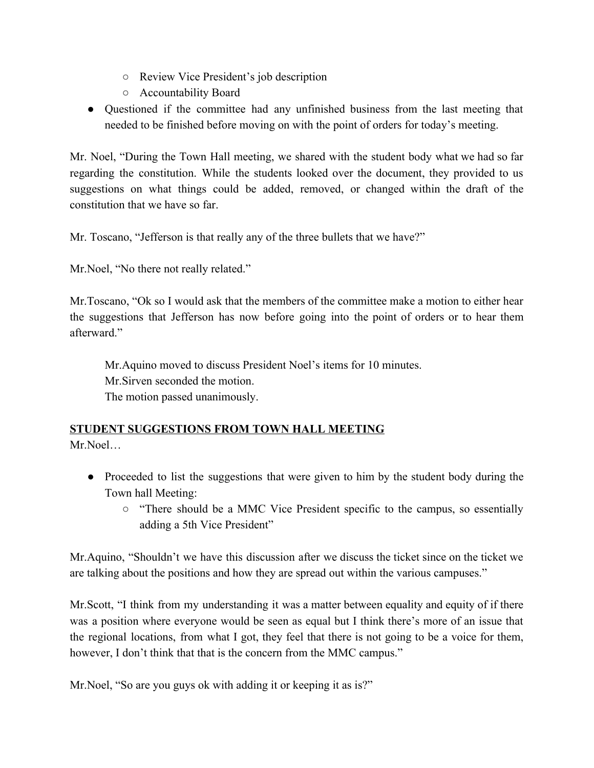- Review Vice President's job description
    - Accountability Board
- Questioned if the committee had any unfinished business from the last meeting that needed to be finished before moving on with the point of orders for today's meeting.

Mr. Noel, "During the Town Hall meeting, we shared with the student body what we had so far regarding the constitution. While the students looked over the document, they provided to us suggestions on what things could be added, removed, or changed within the draft of the constitution that we have so far.

Mr. Toscano, "Jefferson is that really any of the three bullets that we have?"

Mr.Noel, "No there not really related."

Mr.Toscano, "Ok so I would ask that the members of the committee make a motion to either hear the suggestions that Jefferson has now before going into the point of orders or to hear them afterward."

> Mr.Aquino moved to discuss President Noel's items for 10 minutes.
> Mr.Sirven seconded the motion.
> The motion passed unanimously.

**<u>STUDENT SUGGESTIONS FROM TOWN HALL MEETING</u>**

Mr.Noel…

- Proceeded to list the suggestions that were given to him by the student body during the Town hall Meeting:
    - "There should be a MMC Vice President specific to the campus, so essentially adding a 5th Vice President"

Mr.Aquino, "Shouldn't we have this discussion after we discuss the ticket since on the ticket we are talking about the positions and how they are spread out within the various campuses."

Mr.Scott, "I think from my understanding it was a matter between equality and equity of if there was a position where everyone would be seen as equal but I think there's more of an issue that the regional locations, from what I got, they feel that there is not going to be a voice for them, however, I don't think that that is the concern from the MMC campus."

Mr.Noel, "So are you guys ok with adding it or keeping it as is?"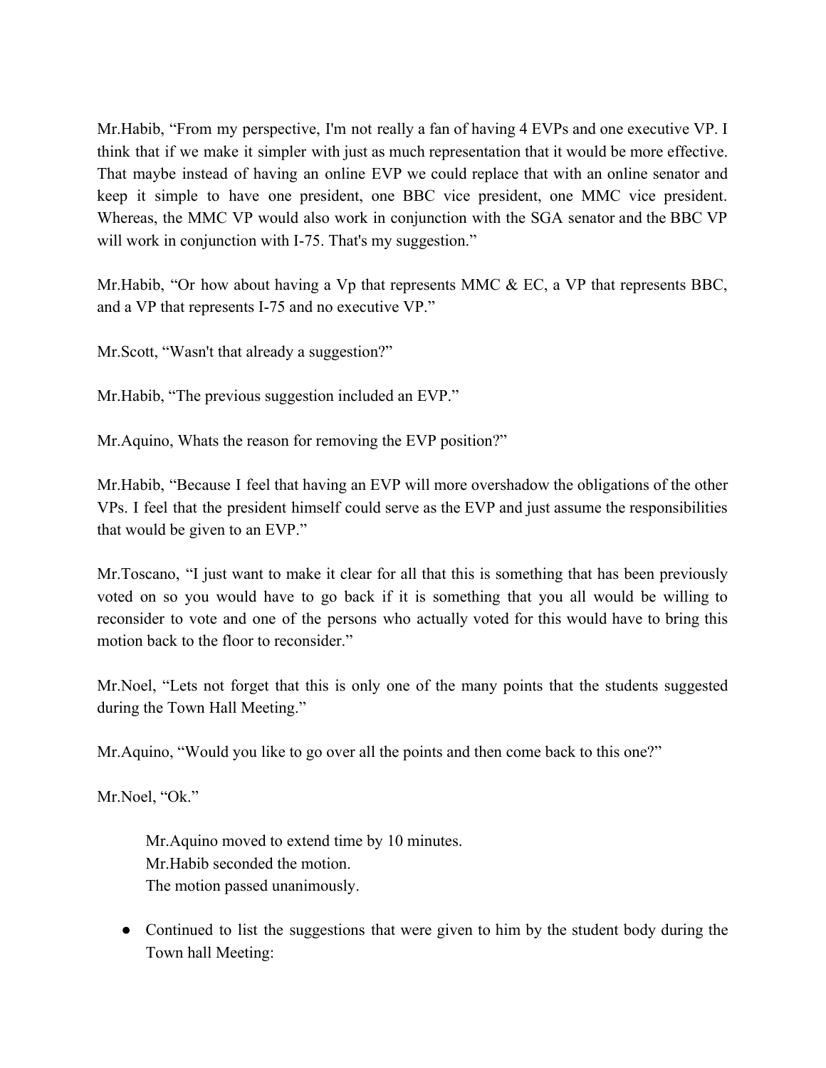Mr.Habib, “From my perspective, I'm not really a fan of having 4 EVPs and one executive VP. I think that if we make it simpler with just as much representation that it would be more effective. That maybe instead of having an online EVP we could replace that with an online senator and keep it simple to have one president, one BBC vice president, one MMC vice president. Whereas, the MMC VP would also work in conjunction with the SGA senator and the BBC VP will work in conjunction with I-75. That's my suggestion.”

Mr.Habib, “Or how about having a Vp that represents MMC & EC, a VP that represents BBC, and a VP that represents I-75 and no executive VP.”

Mr.Scott, “Wasn't that already a suggestion?”

Mr.Habib, “The previous suggestion included an EVP.”

Mr.Aquino, Whats the reason for removing the EVP position?”

Mr.Habib, “Because I feel that having an EVP will more overshadow the obligations of the other VPs. I feel that the president himself could serve as the EVP and just assume the responsibilities that would be given to an EVP.”

Mr.Toscano, “I just want to make it clear for all that this is something that has been previously voted on so you would have to go back if it is something that you all would be willing to reconsider to vote and one of the persons who actually voted for this would have to bring this motion back to the floor to reconsider.”

Mr.Noel, “Lets not forget that this is only one of the many points that the students suggested during the Town Hall Meeting.”

Mr.Aquino, “Would you like to go over all the points and then come back to this one?”

Mr.Noel, “Ok.”

> Mr.Aquino moved to extend time by 10 minutes.
> Mr.Habib seconded the motion.
> The motion passed unanimously.

- Continued to list the suggestions that were given to him by the student body during the Town hall Meeting: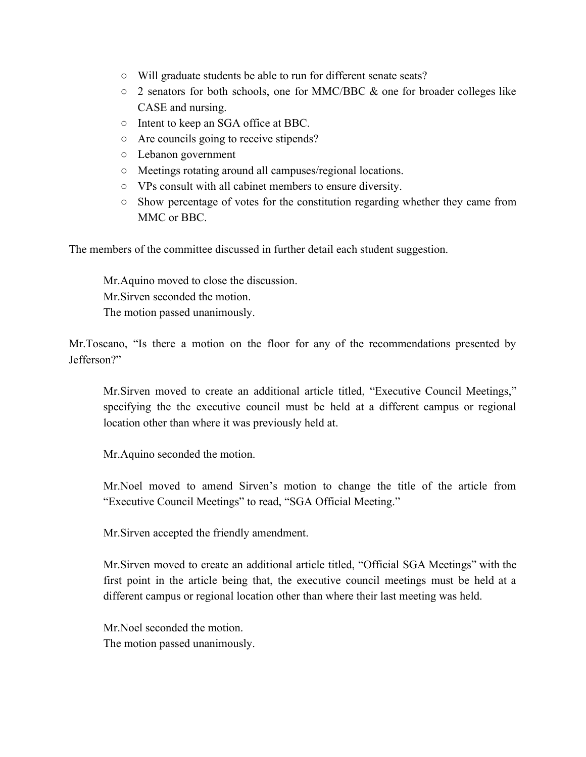- Will graduate students be able to run for different senate seats?
- 2 senators for both schools, one for MMC/BBC & one for broader colleges like CASE and nursing.
- Intent to keep an SGA office at BBC.
- Are councils going to receive stipends?
- Lebanon government
- Meetings rotating around all campuses/regional locations.
- VPs consult with all cabinet members to ensure diversity.
- Show percentage of votes for the constitution regarding whether they came from MMC or BBC.

The members of the committee discussed in further detail each student suggestion.

> Mr.Aquino moved to close the discussion.
> Mr.Sirven seconded the motion.
> The motion passed unanimously.

Mr.Toscano, "Is there a motion on the floor for any of the recommendations presented by Jefferson?"

> Mr.Sirven moved to create an additional article titled, "Executive Council Meetings," specifying the the executive council must be held at a different campus or regional location other than where it was previously held at.
>
> Mr.Aquino seconded the motion.
>
> Mr.Noel moved to amend Sirven's motion to change the title of the article from "Executive Council Meetings" to read, "SGA Official Meeting."
>
> Mr.Sirven accepted the friendly amendment.
>
> Mr.Sirven moved to create an additional article titled, "Official SGA Meetings" with the first point in the article being that, the executive council meetings must be held at a different campus or regional location other than where their last meeting was held.
>
> Mr.Noel seconded the motion.
> The motion passed unanimously.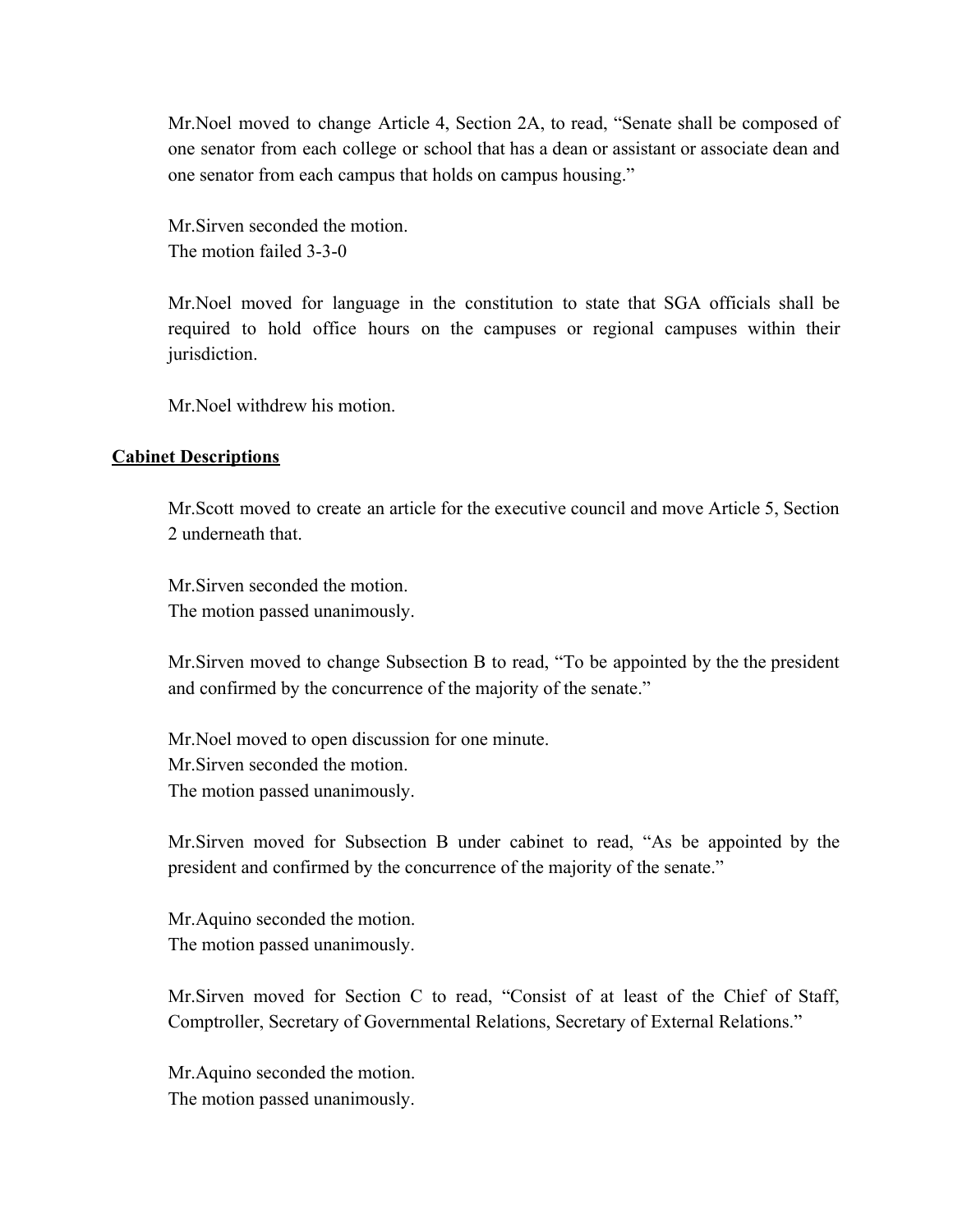Mr.Noel moved to change Article 4, Section 2A, to read, "Senate shall be composed of one senator from each college or school that has a dean or assistant or associate dean and one senator from each campus that holds on campus housing."

Mr.Sirven seconded the motion.
The motion failed 3-3-0

Mr.Noel moved for language in the constitution to state that SGA officials shall be required to hold office hours on the campuses or regional campuses within their jurisdiction.

Mr.Noel withdrew his motion.

**Cabinet Descriptions**

Mr.Scott moved to create an article for the executive council and move Article 5, Section 2 underneath that.

Mr.Sirven seconded the motion.
The motion passed unanimously.

Mr.Sirven moved to change Subsection B to read, "To be appointed by the the president and confirmed by the concurrence of the majority of the senate."

Mr.Noel moved to open discussion for one minute.
Mr.Sirven seconded the motion.
The motion passed unanimously.

Mr.Sirven moved for Subsection B under cabinet to read, "As be appointed by the president and confirmed by the concurrence of the majority of the senate."

Mr.Aquino seconded the motion.
The motion passed unanimously.

Mr.Sirven moved for Section C to read, "Consist of at least of the Chief of Staff, Comptroller, Secretary of Governmental Relations, Secretary of External Relations."

Mr.Aquino seconded the motion.
The motion passed unanimously.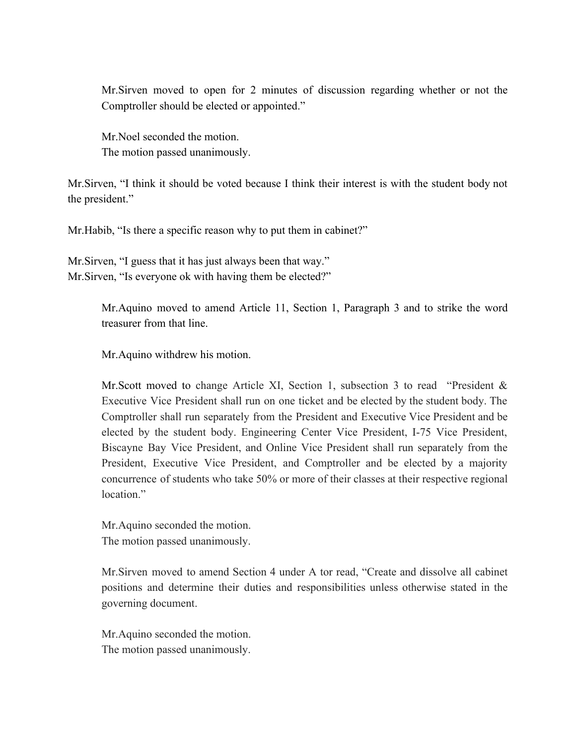Mr.Sirven moved to open for 2 minutes of discussion regarding whether or not the Comptroller should be elected or appointed."

Mr.Noel seconded the motion.
The motion passed unanimously.

Mr.Sirven, "I think it should be voted because I think their interest is with the student body not the president."

Mr.Habib, "Is there a specific reason why to put them in cabinet?"

Mr.Sirven, "I guess that it has just always been that way."
Mr.Sirven, "Is everyone ok with having them be elected?"

Mr.Aquino moved to amend Article 11, Section 1, Paragraph 3 and to strike the word treasurer from that line.

Mr.Aquino withdrew his motion.

Mr.Scott moved to change Article XI, Section 1, subsection 3 to read "President & Executive Vice President shall run on one ticket and be elected by the student body. The Comptroller shall run separately from the President and Executive Vice President and be elected by the student body. Engineering Center Vice President, I-75 Vice President, Biscayne Bay Vice President, and Online Vice President shall run separately from the President, Executive Vice President, and Comptroller and be elected by a majority concurrence of students who take 50% or more of their classes at their respective regional location."

Mr.Aquino seconded the motion.
The motion passed unanimously.

Mr.Sirven moved to amend Section 4 under A tor read, "Create and dissolve all cabinet positions and determine their duties and responsibilities unless otherwise stated in the governing document.

Mr.Aquino seconded the motion.
The motion passed unanimously.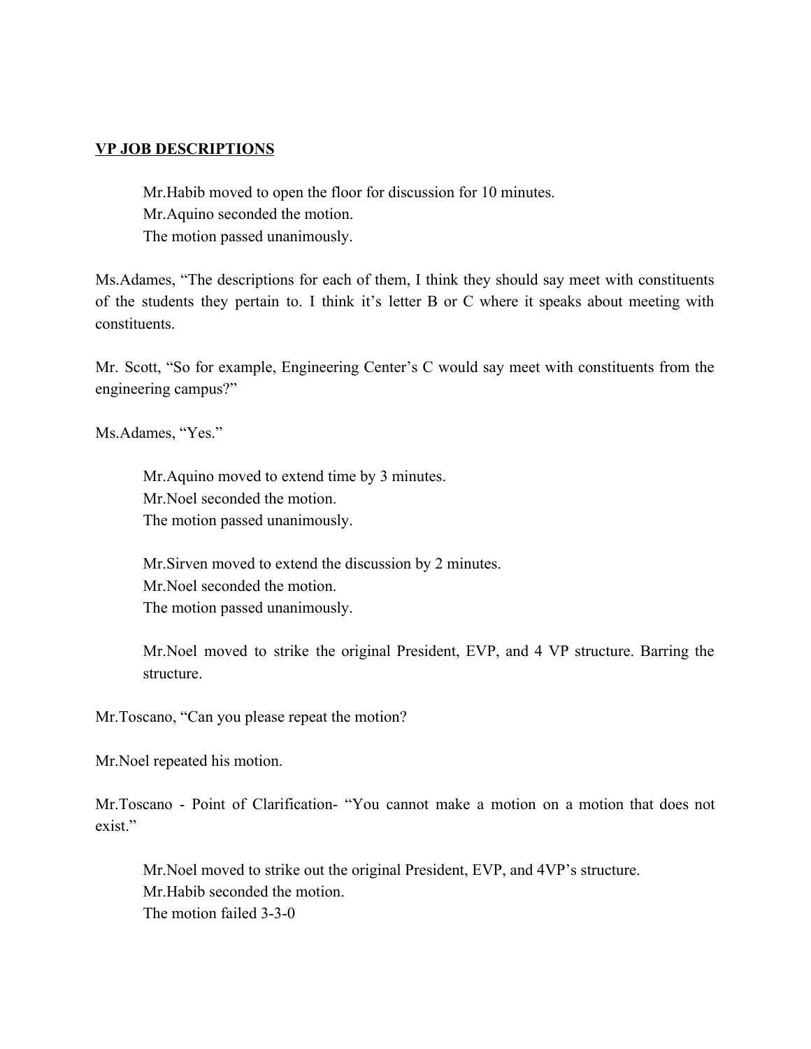**VP JOB DESCRIPTIONS**

> Mr.Habib moved to open the floor for discussion for 10 minutes.
> Mr.Aquino seconded the motion.
> The motion passed unanimously.

Ms.Adames, "The descriptions for each of them, I think they should say meet with constituents of the students they pertain to. I think it's letter B or C where it speaks about meeting with constituents.

Mr. Scott, "So for example, Engineering Center's C would say meet with constituents from the engineering campus?"

Ms.Adames, "Yes."

> Mr.Aquino moved to extend time by 3 minutes.
> Mr.Noel seconded the motion.
> The motion passed unanimously.

> Mr.Sirven moved to extend the discussion by 2 minutes.
> Mr.Noel seconded the motion.
> The motion passed unanimously.

> Mr.Noel moved to strike the original President, EVP, and 4 VP structure. Barring the structure.

Mr.Toscano, "Can you please repeat the motion?

Mr.Noel repeated his motion.

Mr.Toscano - Point of Clarification- "You cannot make a motion on a motion that does not exist."

> Mr.Noel moved to strike out the original President, EVP, and 4VP's structure.
> Mr.Habib seconded the motion.
> The motion failed 3-3-0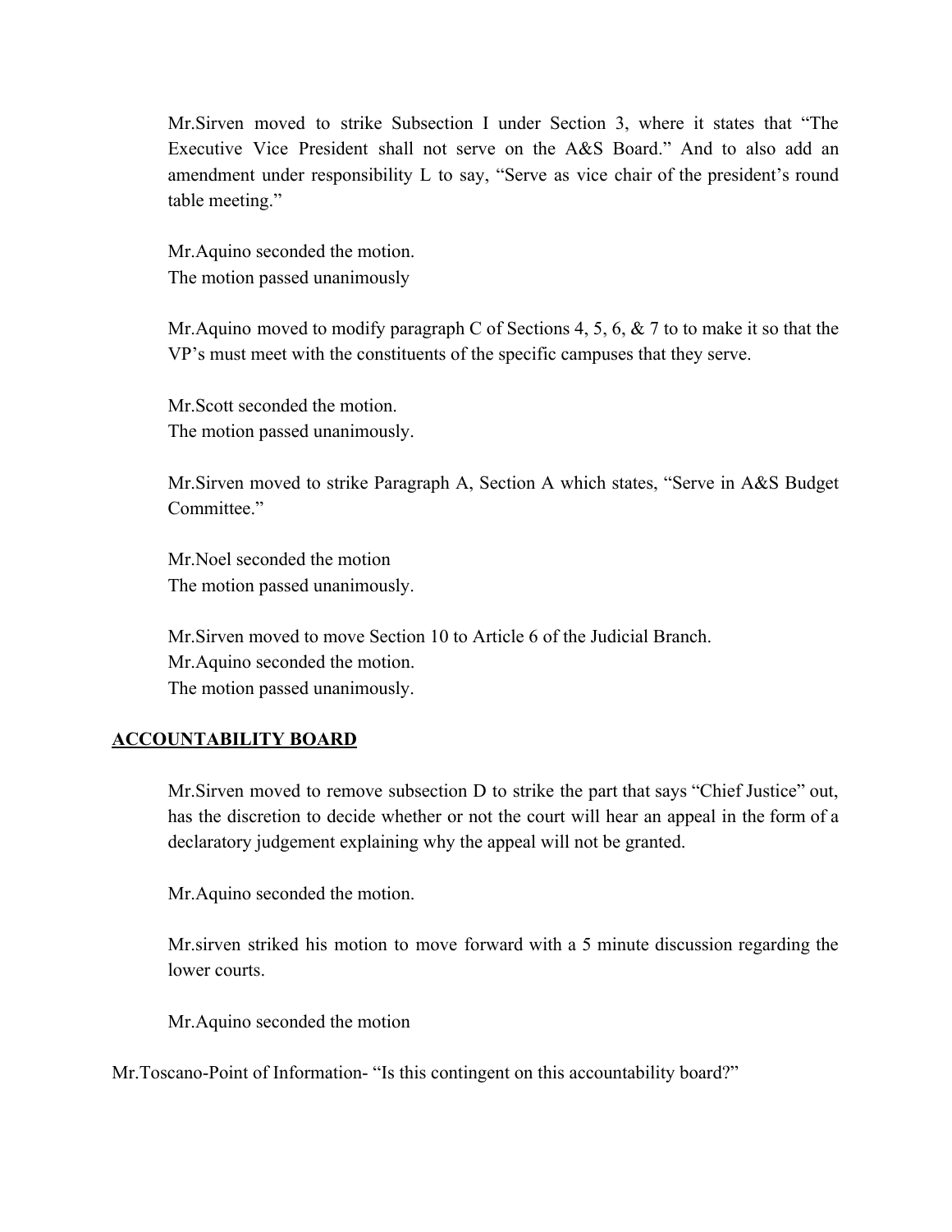Mr.Sirven moved to strike Subsection I under Section 3, where it states that "The Executive Vice President shall not serve on the A&S Board." And to also add an amendment under responsibility L to say, "Serve as vice chair of the president's round table meeting."

Mr.Aquino seconded the motion.
The motion passed unanimously

Mr.Aquino moved to modify paragraph C of Sections 4, 5, 6, & 7 to to make it so that the VP's must meet with the constituents of the specific campuses that they serve.

Mr.Scott seconded the motion.
The motion passed unanimously.

Mr.Sirven moved to strike Paragraph A, Section A which states, "Serve in A&S Budget Committee."

Mr.Noel seconded the motion
The motion passed unanimously.

Mr.Sirven moved to move Section 10 to Article 6 of the Judicial Branch.
Mr.Aquino seconded the motion.
The motion passed unanimously.

**ACCOUNTABILITY BOARD**

Mr.Sirven moved to remove subsection D to strike the part that says "Chief Justice" out, has the discretion to decide whether or not the court will hear an appeal in the form of a declaratory judgement explaining why the appeal will not be granted.

Mr.Aquino seconded the motion.

Mr.sirven striked his motion to move forward with a 5 minute discussion regarding the lower courts.

Mr.Aquino seconded the motion

Mr.Toscano-Point of Information- "Is this contingent on this accountability board?"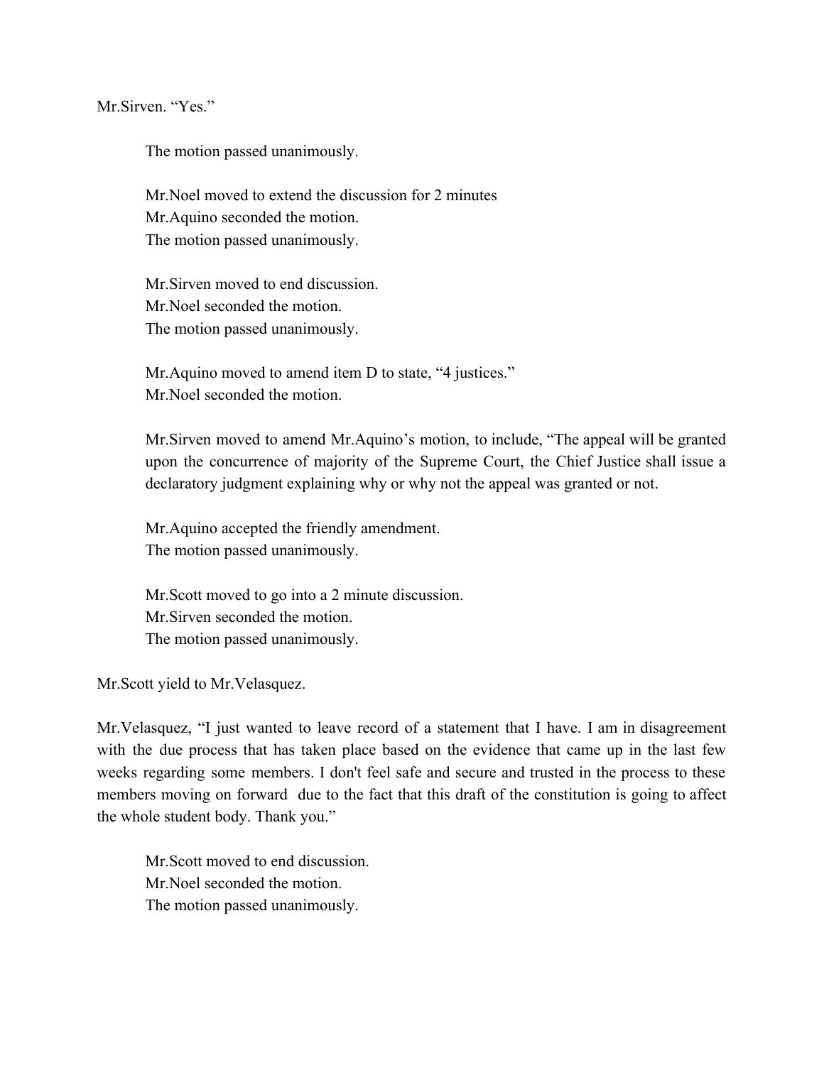Mr.Sirven. “Yes.”

The motion passed unanimously.

Mr.Noel moved to extend the discussion for 2 minutes
Mr.Aquino seconded the motion.
The motion passed unanimously.

Mr.Sirven moved to end discussion.
Mr.Noel seconded the motion.
The motion passed unanimously.

Mr.Aquino moved to amend item D to state, “4 justices.”
Mr.Noel seconded the motion.

Mr.Sirven moved to amend Mr.Aquino’s motion, to include, “The appeal will be granted upon the concurrence of majority of the Supreme Court, the Chief Justice shall issue a declaratory judgment explaining why or why not the appeal was granted or not.

Mr.Aquino accepted the friendly amendment.
The motion passed unanimously.

Mr.Scott moved to go into a 2 minute discussion.
Mr.Sirven seconded the motion.
The motion passed unanimously.

Mr.Scott yield to Mr.Velasquez.

Mr.Velasquez, “I just wanted to leave record of a statement that I have. I am in disagreement with the due process that has taken place based on the evidence that came up in the last few weeks regarding some members. I don't feel safe and secure and trusted in the process to these members moving on forward due to the fact that this draft of the constitution is going to affect the whole student body. Thank you.”

Mr.Scott moved to end discussion.
Mr.Noel seconded the motion.
The motion passed unanimously.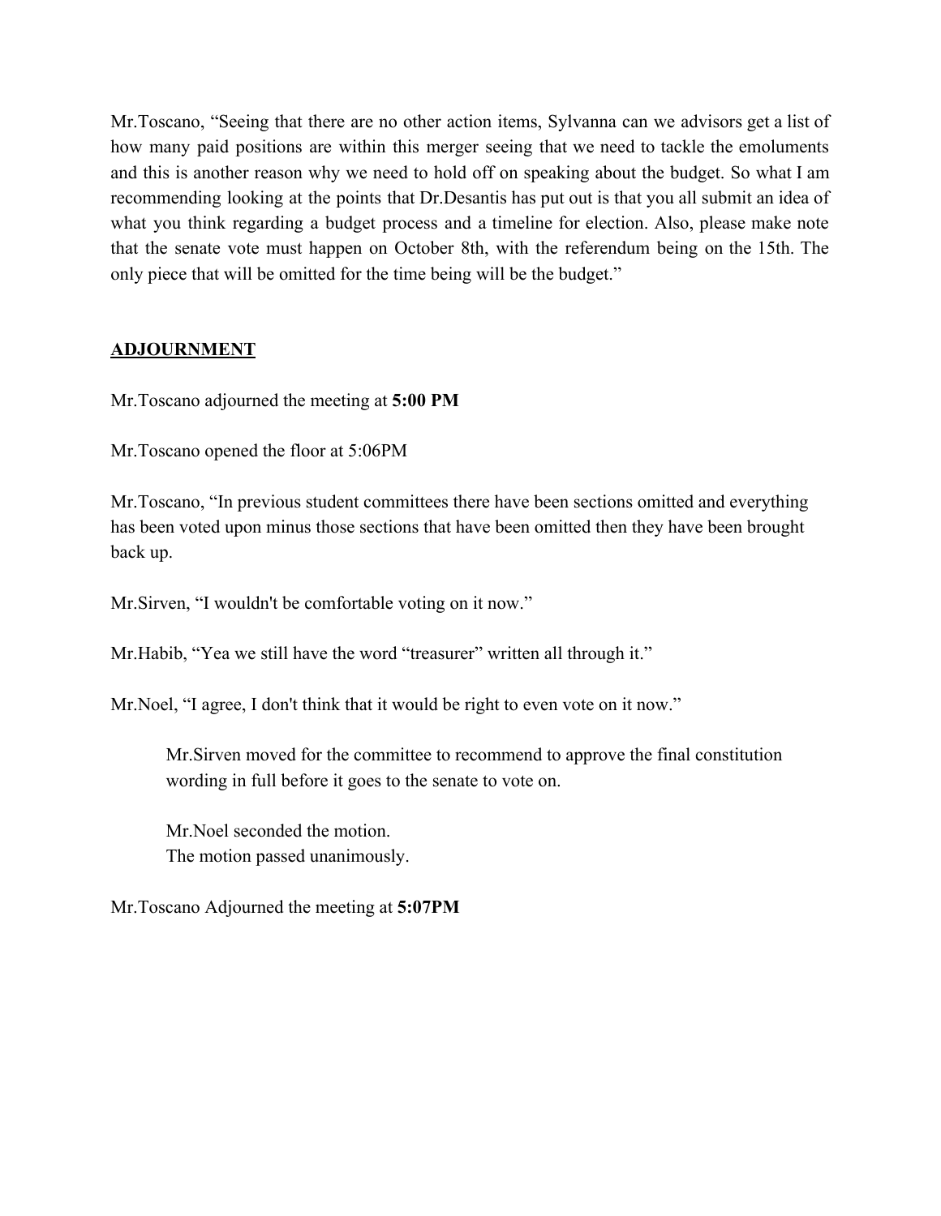Mr.Toscano, "Seeing that there are no other action items, Sylvanna can we advisors get a list of how many paid positions are within this merger seeing that we need to tackle the emoluments and this is another reason why we need to hold off on speaking about the budget. So what I am recommending looking at the points that Dr.Desantis has put out is that you all submit an idea of what you think regarding a budget process and a timeline for election. Also, please make note that the senate vote must happen on October 8th, with the referendum being on the 15th. The only piece that will be omitted for the time being will be the budget."

## ADJOURNMENT

Mr.Toscano adjourned the meeting at **5:00 PM**

Mr.Toscano opened the floor at 5:06PM

Mr.Toscano, "In previous student committees there have been sections omitted and everything has been voted upon minus those sections that have been omitted then they have been brought back up.

Mr.Sirven, "I wouldn't be comfortable voting on it now."

Mr.Habib, "Yea we still have the word "treasurer" written all through it."

Mr.Noel, "I agree, I don't think that it would be right to even vote on it now."

> Mr.Sirven moved for the committee to recommend to approve the final constitution wording in full before it goes to the senate to vote on.
>
> Mr.Noel seconded the motion.
> The motion passed unanimously.

Mr.Toscano Adjourned the meeting at **5:07PM**